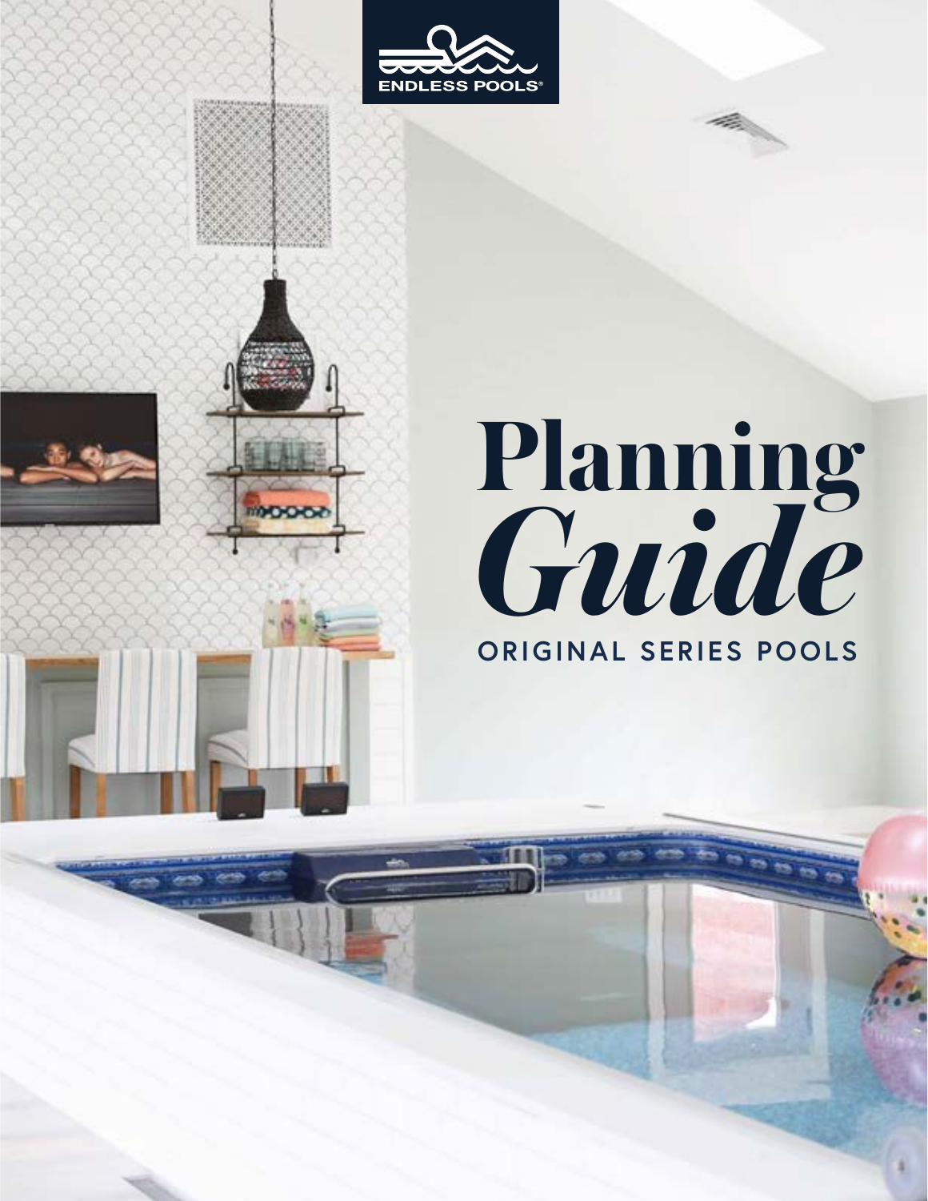ENDLESS POOLS®

# Planning *Guide*

## ORIGINAL SERIES POOLS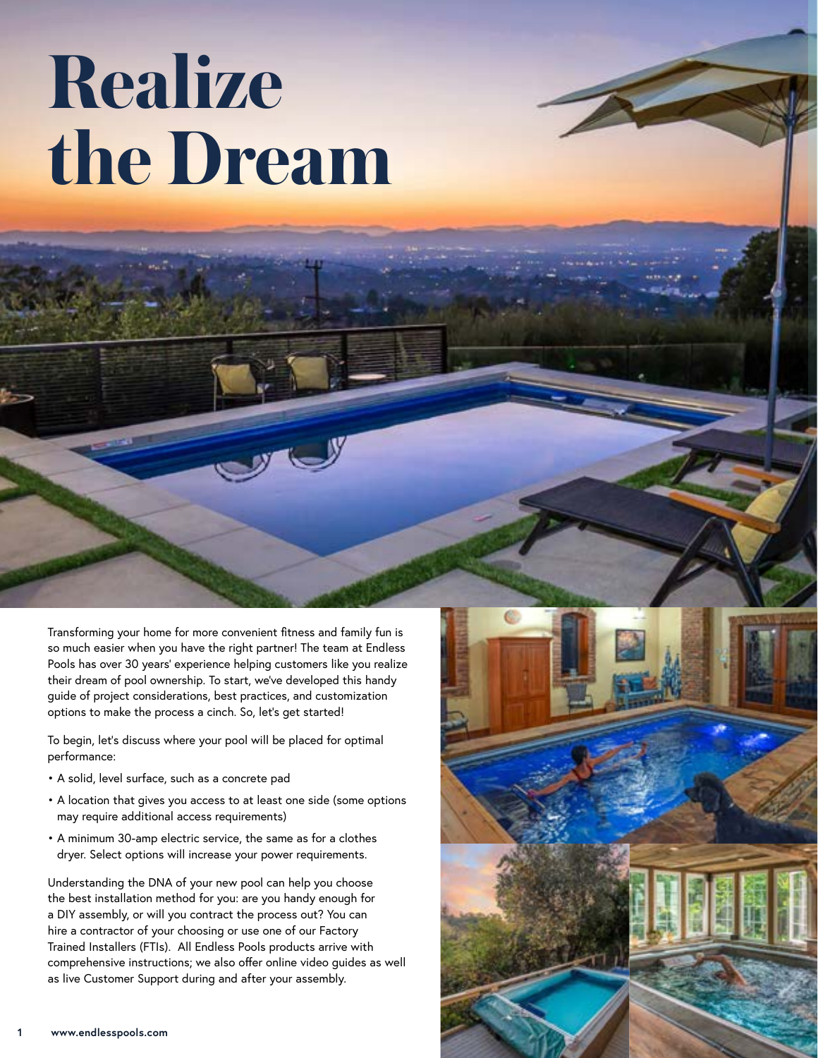# Realize the Dream

Transforming your home for more convenient fitness and family fun is so much easier when you have the right partner! The team at Endless Pools has over 30 years' experience helping customers like you realize their dream of pool ownership. To start, we've developed this handy guide of project considerations, best practices, and customization options to make the process a cinch. So, let's get started!

To begin, let's discuss where your pool will be placed for optimal performance:

- A solid, level surface, such as a concrete pad
- A location that gives you access to at least one side (some options may require additional access requirements)
- A minimum 30-amp electric service, the same as for a clothes dryer. Select options will increase your power requirements.

Understanding the DNA of your new pool can help you choose the best installation method for you: are you handy enough for a DIY assembly, or will you contract the process out? You can hire a contractor of your choosing or use one of our Factory Trained Installers (FTIs). All Endless Pools products arrive with comprehensive instructions; we also offer online video guides as well as live Customer Support during and after your assembly.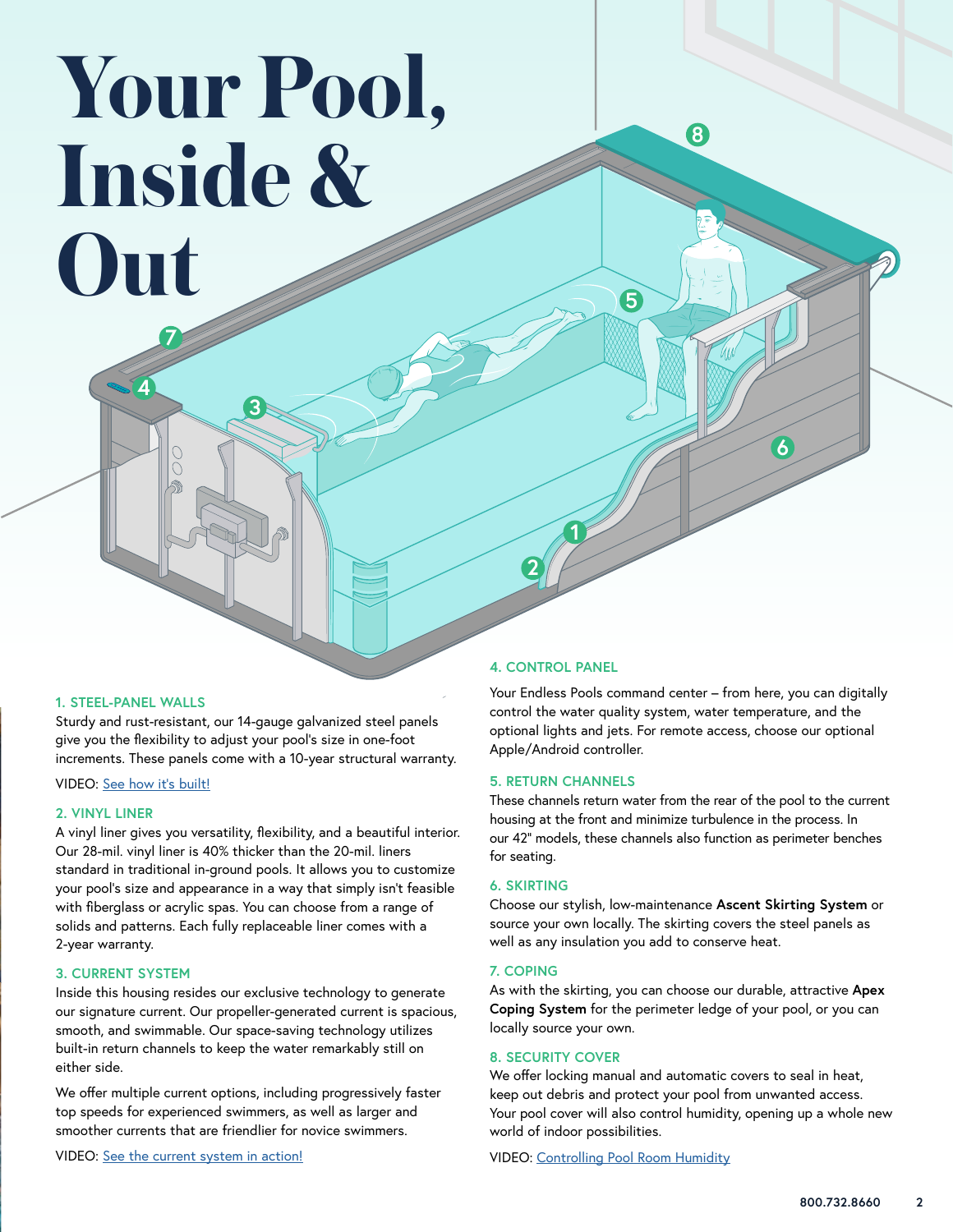# Your Pool, Inside & Out

### 1. STEEL-PANEL WALLS

Sturdy and rust-resistant, our 14-gauge galvanized steel panels give you the flexibility to adjust your pool's size in one-foot increments. These panels come with a 10-year structural warranty.

VIDEO: See how it's built!

### 2. VINYL LINER

A vinyl liner gives you versatility, flexibility, and a beautiful interior. Our 28-mil. vinyl liner is 40% thicker than the 20-mil. liners standard in traditional in-ground pools. It allows you to customize your pool's size and appearance in a way that simply isn't feasible with fiberglass or acrylic spas. You can choose from a range of solids and patterns. Each fully replaceable liner comes with a 2-year warranty.

### 3. CURRENT SYSTEM

Inside this housing resides our exclusive technology to generate our signature current. Our propeller-generated current is spacious, smooth, and swimmable. Our space-saving technology utilizes built-in return channels to keep the water remarkably still on either side.

We offer multiple current options, including progressively faster top speeds for experienced swimmers, as well as larger and smoother currents that are friendlier for novice swimmers.

VIDEO: See the current system in action!

### 4. CONTROL PANEL

Your Endless Pools command center – from here, you can digitally control the water quality system, water temperature, and the optional lights and jets. For remote access, choose our optional Apple/Android controller.

### 5. RETURN CHANNELS

These channels return water from the rear of the pool to the current housing at the front and minimize turbulence in the process. In our 42" models, these channels also function as perimeter benches for seating.

### 6. SKIRTING

Choose our stylish, low-maintenance **Ascent Skirting System** or source your own locally. The skirting covers the steel panels as well as any insulation you add to conserve heat.

### 7. COPING

As with the skirting, you can choose our durable, attractive **Apex Coping System** for the perimeter ledge of your pool, or you can locally source your own.

### 8. SECURITY COVER

We offer locking manual and automatic covers to seal in heat, keep out debris and protect your pool from unwanted access. Your pool cover will also control humidity, opening up a whole new world of indoor possibilities.

VIDEO: Controlling Pool Room Humidity

800.732.8660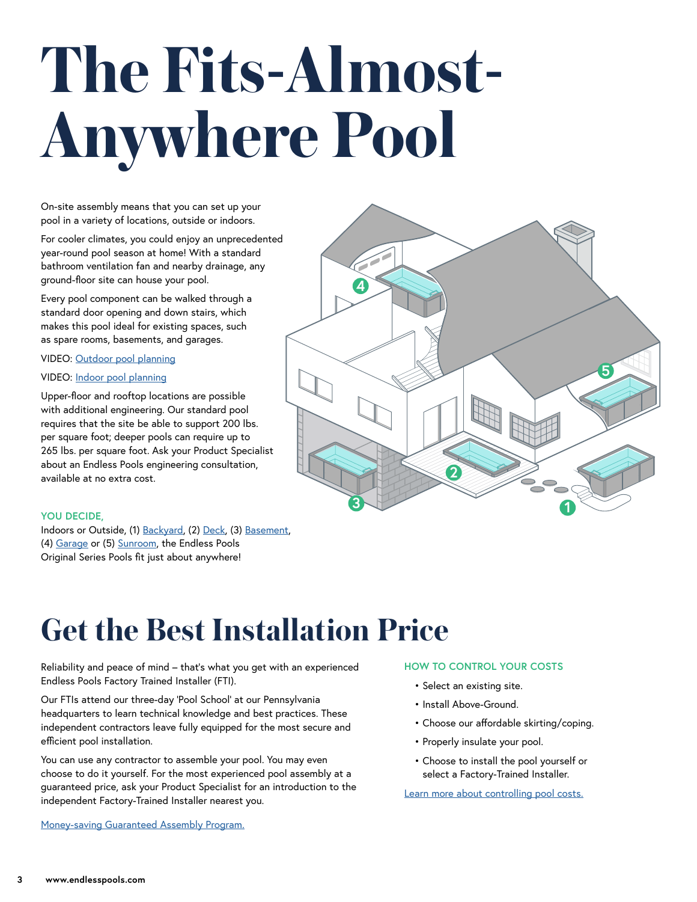# The Fits-Almost-Anywhere Pool

On-site assembly means that you can set up your pool in a variety of locations, outside or indoors.

For cooler climates, you could enjoy an unprecedented year-round pool season at home! With a standard bathroom ventilation fan and nearby drainage, any ground-floor site can house your pool.

Every pool component can be walked through a standard door opening and down stairs, which makes this pool ideal for existing spaces, such as spare rooms, basements, and garages.

VIDEO: Outdoor pool planning

VIDEO: Indoor pool planning

Upper-floor and rooftop locations are possible with additional engineering. Our standard pool requires that the site be able to support 200 lbs. per square foot; deeper pools can require up to 265 lbs. per square foot. Ask your Product Specialist about an Endless Pools engineering consultation, available at no extra cost.

**YOU DECIDE,**
Indoors or Outside, (1) Backyard, (2) Deck, (3) Basement, (4) Garage or (5) Sunroom, the Endless Pools Original Series Pools fit just about anywhere!

# Get the Best Installation Price

Reliability and peace of mind – that's what you get with an experienced Endless Pools Factory Trained Installer (FTI).

Our FTIs attend our three-day 'Pool School' at our Pennsylvania headquarters to learn technical knowledge and best practices. These independent contractors leave fully equipped for the most secure and efficient pool installation.

You can use any contractor to assemble your pool. You may even choose to do it yourself. For the most experienced pool assembly at a guaranteed price, ask your Product Specialist for an introduction to the independent Factory-Trained Installer nearest you.

Money-saving Guaranteed Assembly Program.

**HOW TO CONTROL YOUR COSTS**

- Select an existing site.
- Install Above-Ground.
- Choose our affordable skirting/coping.
- Properly insulate your pool.
- Choose to install the pool yourself or select a Factory-Trained Installer.

Learn more about controlling pool costs.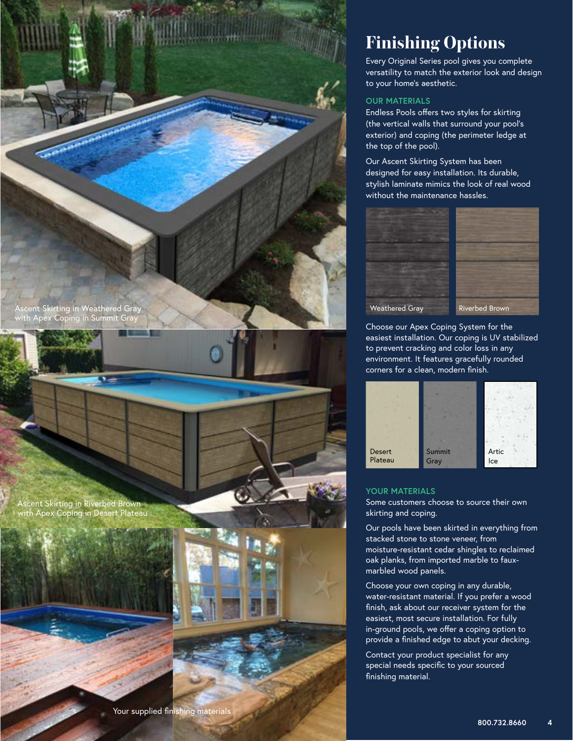Ascent Skirting in Weathered Gray with Apex Coping in Summit Gray

Ascent Skirting in Riverbed Brown with Apex Coping in Desert Plateau

Your supplied finishing materials

# Finishing Options

Every Original Series pool gives you complete versatility to match the exterior look and design to your home's aesthetic.

## OUR MATERIALS

Endless Pools offers two styles for skirting (the vertical walls that surround your pool's exterior) and coping (the perimeter ledge at the top of the pool).

Our Ascent Skirting System has been designed for easy installation. Its durable, stylish laminate mimics the look of real wood without the maintenance hassles.

Weathered Gray

Riverbed Brown

Choose our Apex Coping System for the easiest installation. Our coping is UV stabilized to prevent cracking and color loss in any environment. It features gracefully rounded corners for a clean, modern finish.

Desert Plateau

Summit Gray

Artic Ice

## YOUR MATERIALS

Some customers choose to source their own skirting and coping.

Our pools have been skirted in everything from stacked stone to stone veneer, from moisture-resistant cedar shingles to reclaimed oak planks, from imported marble to faux-marbled wood panels.

Choose your own coping in any durable, water-resistant material. If you prefer a wood finish, ask about our receiver system for the easiest, most secure installation. For fully in-ground pools, we offer a coping option to provide a finished edge to abut your decking.

Contact your product specialist for any special needs specific to your sourced finishing material.

800.732.8660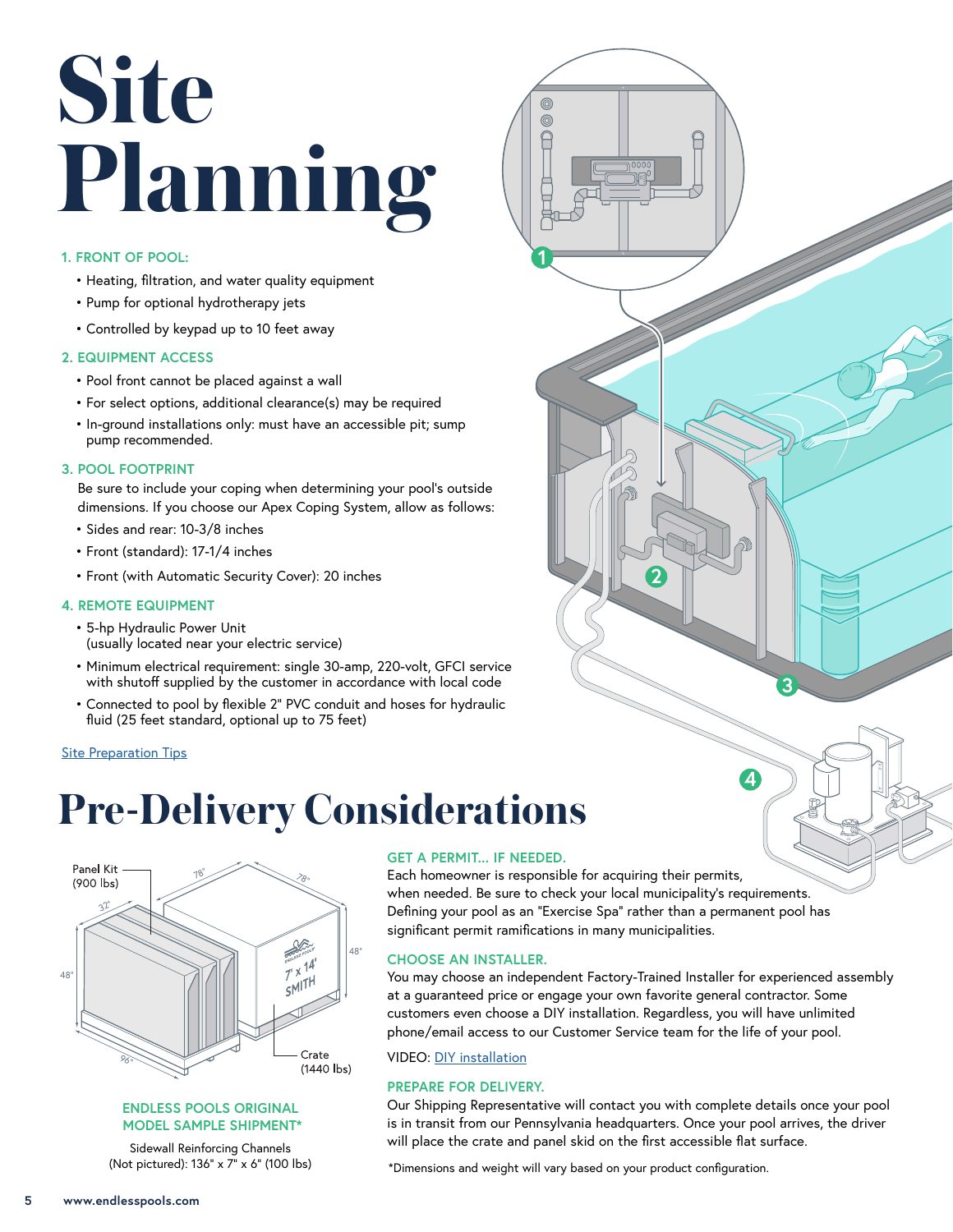# Site Planning

### 1. FRONT OF POOL:

- Heating, filtration, and water quality equipment
- Pump for optional hydrotherapy jets
- Controlled by keypad up to 10 feet away

### 2. EQUIPMENT ACCESS

- Pool front cannot be placed against a wall
- For select options, additional clearance(s) may be required
- In-ground installations only: must have an accessible pit; sump pump recommended.

### 3. POOL FOOTPRINT

Be sure to include your coping when determining your pool's outside dimensions. If you choose our Apex Coping System, allow as follows:

- Sides and rear: 10-3/8 inches
- Front (standard): 17-1/4 inches
- Front (with Automatic Security Cover): 20 inches

### 4. REMOTE EQUIPMENT

- 5-hp Hydraulic Power Unit (usually located near your electric service)
- Minimum electrical requirement: single 30-amp, 220-volt, GFCI service with shutoff supplied by the customer in accordance with local code
- Connected to pool by flexible 2" PVC conduit and hoses for hydraulic fluid (25 feet standard, optional up to 75 feet)

Site Preparation Tips

# Pre-Delivery Considerations

Panel Kit (900 lbs)

Crate (1440 lbs)

### ENDLESS POOLS ORIGINAL MODEL SAMPLE SHIPMENT*

Sidewall Reinforcing Channels (Not pictured): 136" x 7" x 6" (100 lbs)

### GET A PERMIT... IF NEEDED.

Each homeowner is responsible for acquiring their permits, when needed. Be sure to check your local municipality's requirements. Defining your pool as an "Exercise Spa" rather than a permanent pool has significant permit ramifications in many municipalities.

### CHOOSE AN INSTALLER.

You may choose an independent Factory-Trained Installer for experienced assembly at a guaranteed price or engage your own favorite general contractor. Some customers even choose a DIY installation. Regardless, you will have unlimited phone/email access to our Customer Service team for the life of your pool.

VIDEO: DIY installation

### PREPARE FOR DELIVERY.

Our Shipping Representative will contact you with complete details once your pool is in transit from our Pennsylvania headquarters. Once your pool arrives, the driver will place the crate and panel skid on the first accessible flat surface.

*Dimensions and weight will vary based on your product configuration.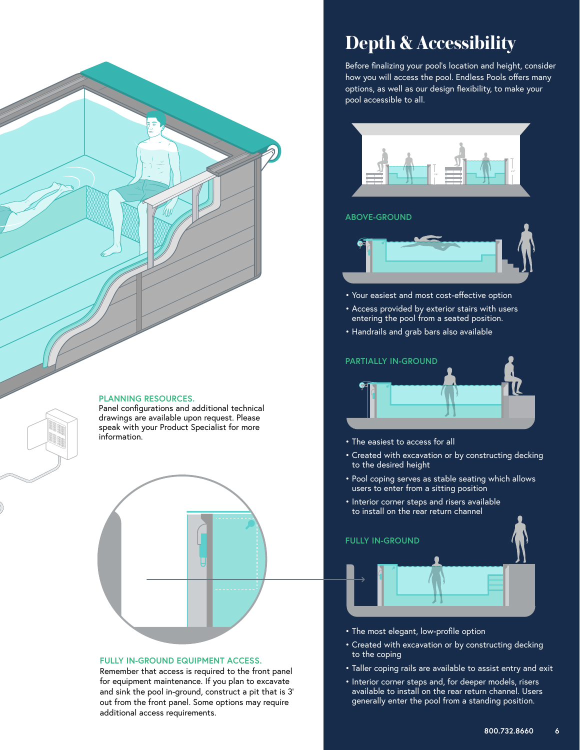# Depth & Accessibility

Before finalizing your pool's location and height, consider how you will access the pool. Endless Pools offers many options, as well as our design flexibility, to make your pool accessible to all.

## ABOVE-GROUND

- Your easiest and most cost-effective option
- Access provided by exterior stairs with users entering the pool from a seated position.
- Handrails and grab bars also available

## PARTIALLY IN-GROUND

- The easiest to access for all
- Created with excavation or by constructing decking to the desired height
- Pool coping serves as stable seating which allows users to enter from a sitting position
- Interior corner steps and risers available to install on the rear return channel

## FULLY IN-GROUND

- The most elegant, low-profile option
- Created with excavation or by constructing decking to the coping
- Taller coping rails are available to assist entry and exit
- Interior corner steps and, for deeper models, risers available to install on the rear return channel. Users generally enter the pool from a standing position.

**PLANNING RESOURCES.**
Panel configurations and additional technical drawings are available upon request. Please speak with your Product Specialist for more information.

**FULLY IN-GROUND EQUIPMENT ACCESS.**
Remember that access is required to the front panel for equipment maintenance. If you plan to excavate and sink the pool in-ground, construct a pit that is 3' out from the front panel. Some options may require additional access requirements.

800.732.8660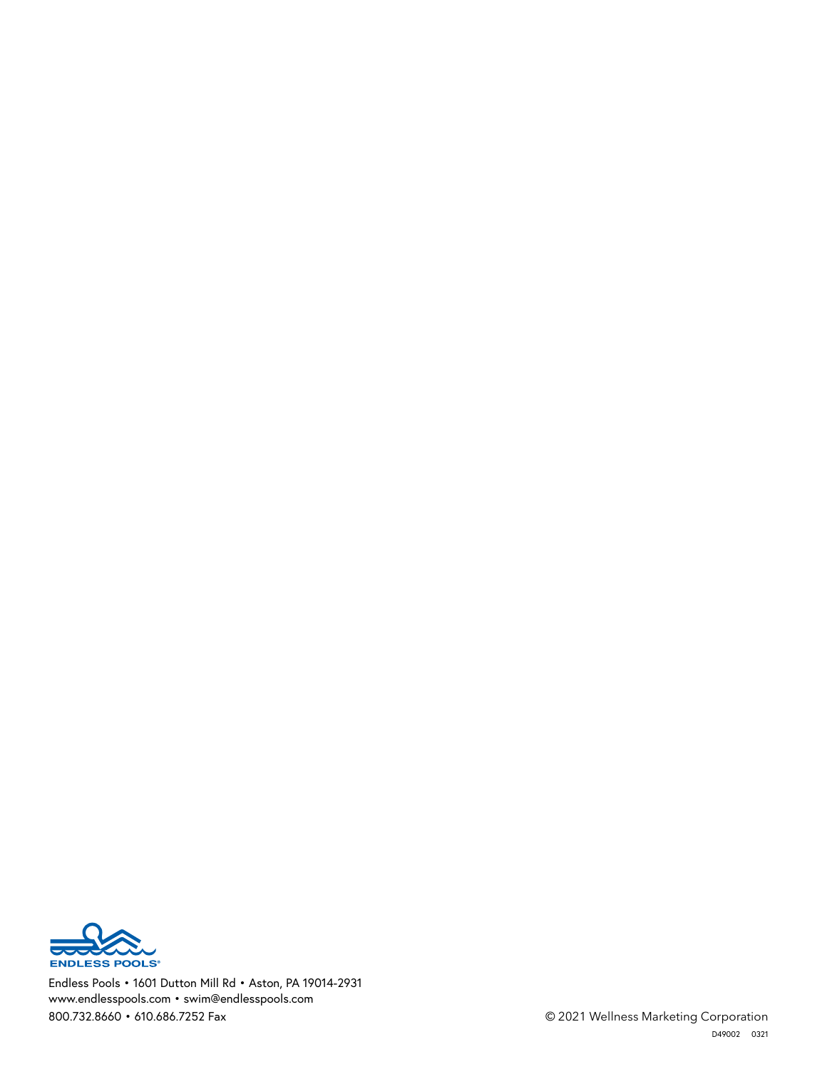ENDLESS POOLS®

Endless Pools • 1601 Dutton Mill Rd • Aston, PA 19014-2931
www.endlesspools.com • swim@endlesspools.com
800.732.8660 • 610.686.7252 Fax

© 2021 Wellness Marketing Corporation

D49002 0321